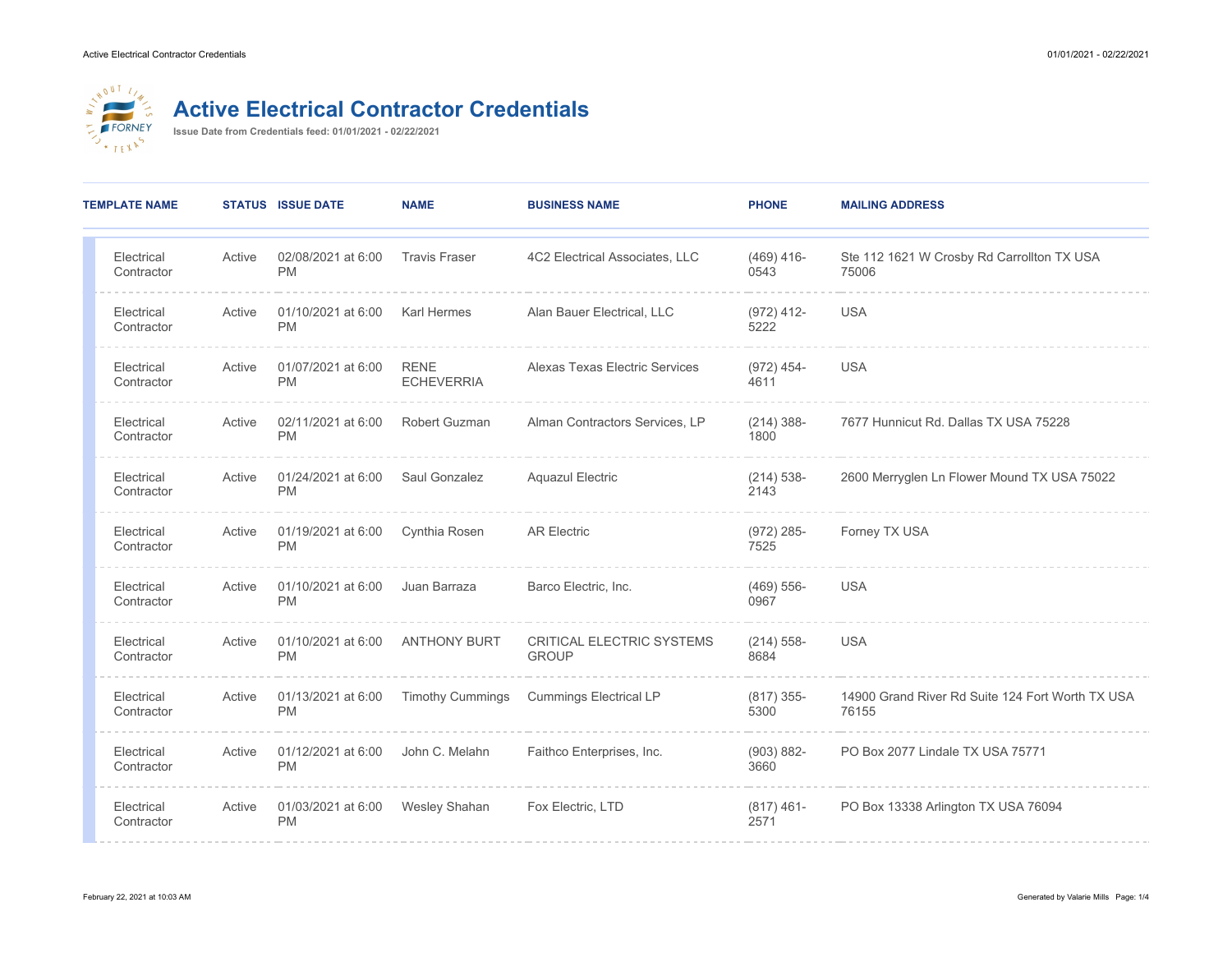# Active Electrical Contractor Credentials

**Issue Date from Credentials feed: 01/01/2021 - 02/22/2021**

| TEMPLATE NAME | STATUS | ISSUE DATE | NAME | BUSINESS NAME | PHONE | MAILING ADDRESS |
|---|---|---|---|---|---|---|
| Electrical Contractor | Active | 02/08/2021 at 6:00 PM | Travis Fraser | 4C2 Electrical Associates, LLC | (469) 416-0543 | Ste 112 1621 W Crosby Rd Carrollton TX USA 75006 |
| Electrical Contractor | Active | 01/10/2021 at 6:00 PM | Karl Hermes | Alan Bauer Electrical, LLC | (972) 412-5222 | USA |
| Electrical Contractor | Active | 01/07/2021 at 6:00 PM | RENE ECHEVERRIA | Alexas Texas Electric Services | (972) 454-4611 | USA |
| Electrical Contractor | Active | 02/11/2021 at 6:00 PM | Robert Guzman | Alman Contractors Services, LP | (214) 388-1800 | 7677 Hunnicut Rd. Dallas TX USA 75228 |
| Electrical Contractor | Active | 01/24/2021 at 6:00 PM | Saul Gonzalez | Aquazul Electric | (214) 538-2143 | 2600 Merryglen Ln Flower Mound TX USA 75022 |
| Electrical Contractor | Active | 01/19/2021 at 6:00 PM | Cynthia Rosen | AR Electric | (972) 285-7525 | Forney TX USA |
| Electrical Contractor | Active | 01/10/2021 at 6:00 PM | Juan Barraza | Barco Electric, Inc. | (469) 556-0967 | USA |
| Electrical Contractor | Active | 01/10/2021 at 6:00 PM | ANTHONY BURT | CRITICAL ELECTRIC SYSTEMS GROUP | (214) 558-8684 | USA |
| Electrical Contractor | Active | 01/13/2021 at 6:00 PM | Timothy Cummings | Cummings Electrical LP | (817) 355-5300 | 14900 Grand River Rd Suite 124 Fort Worth TX USA 76155 |
| Electrical Contractor | Active | 01/12/2021 at 6:00 PM | John C. Melahn | Faithco Enterprises, Inc. | (903) 882-3660 | PO Box 2077 Lindale TX USA 75771 |
| Electrical Contractor | Active | 01/03/2021 at 6:00 PM | Wesley Shahan | Fox Electric, LTD | (817) 461-2571 | PO Box 13338 Arlington TX USA 76094 |

February 22, 2021 at 10:03 AM

Generated by Valarie Mills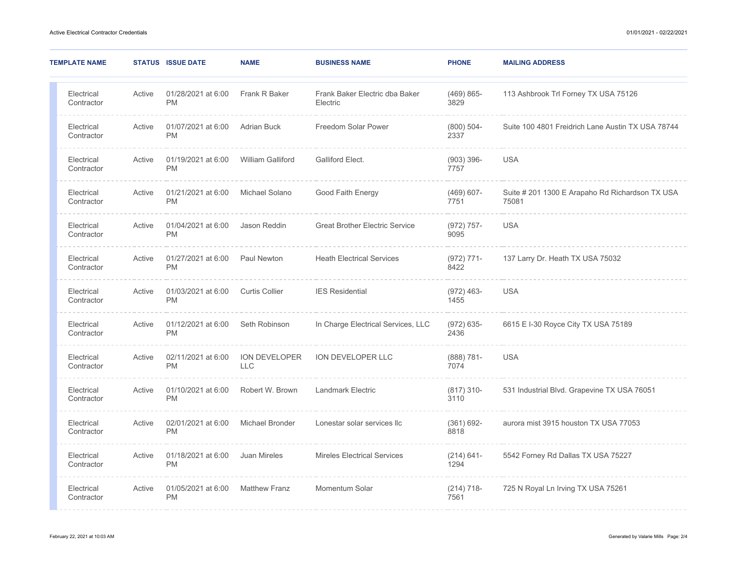| TEMPLATE NAME | STATUS | ISSUE DATE | NAME | BUSINESS NAME | PHONE | MAILING ADDRESS |
|---|---|---|---|---|---|---|
| Electrical Contractor | Active | 01/28/2021 at 6:00 PM | Frank R Baker | Frank Baker Electric dba Baker Electric | (469) 865-3829 | 113 Ashbrook Trl Forney TX USA 75126 |
| Electrical Contractor | Active | 01/07/2021 at 6:00 PM | Adrian Buck | Freedom Solar Power | (800) 504-2337 | Suite 100 4801 Freidrich Lane Austin TX USA 78744 |
| Electrical Contractor | Active | 01/19/2021 at 6:00 PM | William Galliford | Galliford Elect. | (903) 396-7757 | USA |
| Electrical Contractor | Active | 01/21/2021 at 6:00 PM | Michael Solano | Good Faith Energy | (469) 607-7751 | Suite # 201 1300 E Arapaho Rd Richardson TX USA 75081 |
| Electrical Contractor | Active | 01/04/2021 at 6:00 PM | Jason Reddin | Great Brother Electric Service | (972) 757-9095 | USA |
| Electrical Contractor | Active | 01/27/2021 at 6:00 PM | Paul Newton | Heath Electrical Services | (972) 771-8422 | 137 Larry Dr. Heath TX USA 75032 |
| Electrical Contractor | Active | 01/03/2021 at 6:00 PM | Curtis Collier | IES Residential | (972) 463-1455 | USA |
| Electrical Contractor | Active | 01/12/2021 at 6:00 PM | Seth Robinson | In Charge Electrical Services, LLC | (972) 635-2436 | 6615 E I-30 Royce City TX USA 75189 |
| Electrical Contractor | Active | 02/11/2021 at 6:00 PM | ION DEVELOPER LLC | ION DEVELOPER LLC | (888) 781-7074 | USA |
| Electrical Contractor | Active | 01/10/2021 at 6:00 PM | Robert W. Brown | Landmark Electric | (817) 310-3110 | 531 Industrial Blvd. Grapevine TX USA 76051 |
| Electrical Contractor | Active | 02/01/2021 at 6:00 PM | Michael Bronder | Lonestar solar services llc | (361) 692-8818 | aurora mist 3915 houston TX USA 77053 |
| Electrical Contractor | Active | 01/18/2021 at 6:00 PM | Juan Mireles | Mireles Electrical Services | (214) 641-1294 | 5542 Forney Rd Dallas TX USA 75227 |
| Electrical Contractor | Active | 01/05/2021 at 6:00 PM | Matthew Franz | Momentum Solar | (214) 718-7561 | 725 N Royal Ln Irving TX USA 75261 |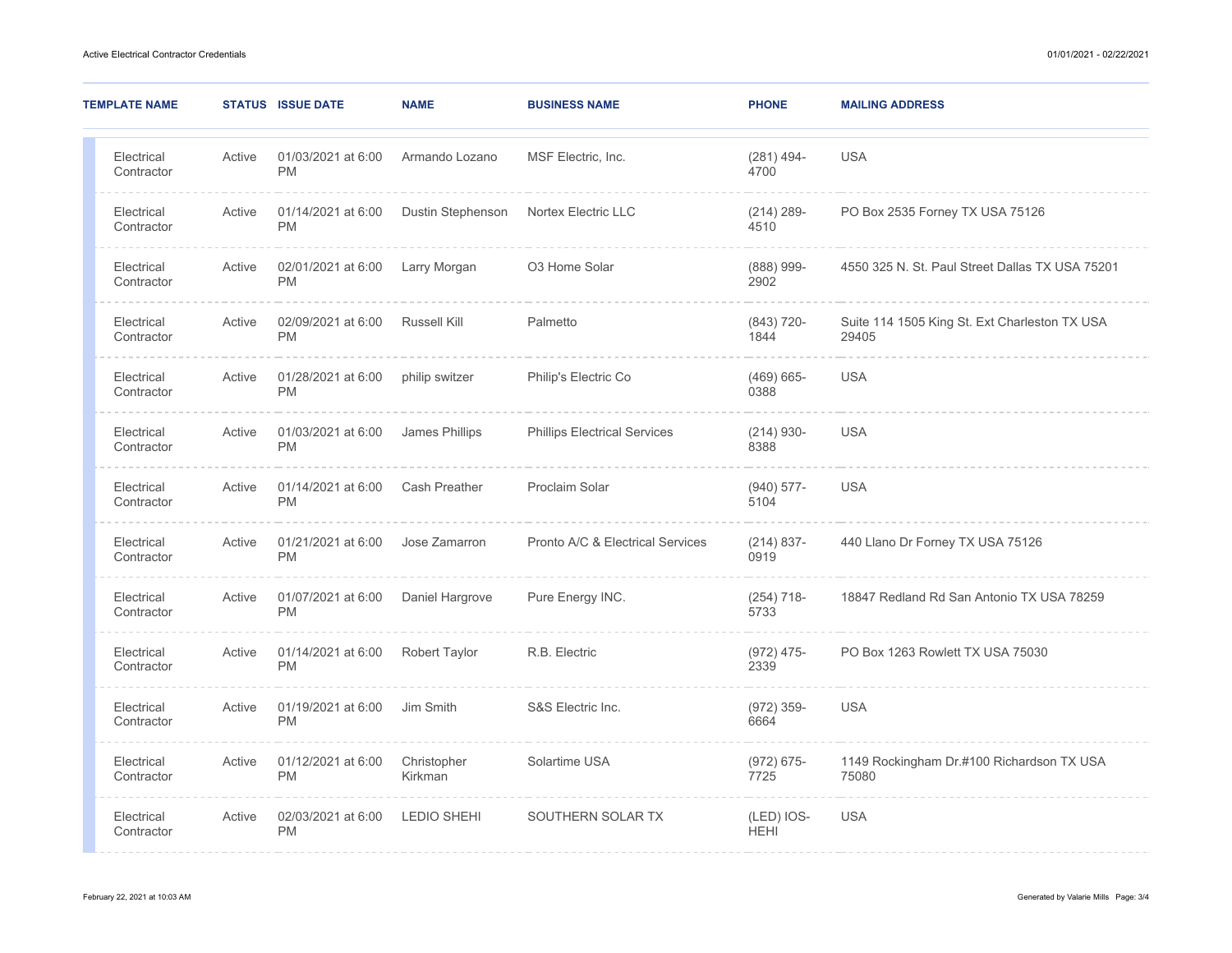| TEMPLATE NAME | STATUS | ISSUE DATE | NAME | BUSINESS NAME | PHONE | MAILING ADDRESS |
|---|---|---|---|---|---|---|
| Electrical Contractor | Active | 01/03/2021 at 6:00 PM | Armando Lozano | MSF Electric, Inc. | (281) 494-4700 | USA |
| Electrical Contractor | Active | 01/14/2021 at 6:00 PM | Dustin Stephenson | Nortex Electric LLC | (214) 289-4510 | PO Box 2535 Forney TX USA 75126 |
| Electrical Contractor | Active | 02/01/2021 at 6:00 PM | Larry Morgan | O3 Home Solar | (888) 999-2902 | 4550 325 N. St. Paul Street Dallas TX USA 75201 |
| Electrical Contractor | Active | 02/09/2021 at 6:00 PM | Russell Kill | Palmetto | (843) 720-1844 | Suite 114 1505 King St. Ext Charleston TX USA 29405 |
| Electrical Contractor | Active | 01/28/2021 at 6:00 PM | philip switzer | Philip's Electric Co | (469) 665-0388 | USA |
| Electrical Contractor | Active | 01/03/2021 at 6:00 PM | James Phillips | Phillips Electrical Services | (214) 930-8388 | USA |
| Electrical Contractor | Active | 01/14/2021 at 6:00 PM | Cash Preather | Proclaim Solar | (940) 577-5104 | USA |
| Electrical Contractor | Active | 01/21/2021 at 6:00 PM | Jose Zamarron | Pronto A/C & Electrical Services | (214) 837-0919 | 440 Llano Dr Forney TX USA 75126 |
| Electrical Contractor | Active | 01/07/2021 at 6:00 PM | Daniel Hargrove | Pure Energy INC. | (254) 718-5733 | 18847 Redland Rd San Antonio TX USA 78259 |
| Electrical Contractor | Active | 01/14/2021 at 6:00 PM | Robert Taylor | R.B. Electric | (972) 475-2339 | PO Box 1263 Rowlett TX USA 75030 |
| Electrical Contractor | Active | 01/19/2021 at 6:00 PM | Jim Smith | S&S Electric Inc. | (972) 359-6664 | USA |
| Electrical Contractor | Active | 01/12/2021 at 6:00 PM | Christopher Kirkman | Solartime USA | (972) 675-7725 | 1149 Rockingham Dr.#100 Richardson TX USA 75080 |
| Electrical Contractor | Active | 02/03/2021 at 6:00 PM | LEDIO SHEHI | SOUTHERN SOLAR TX | (LED) IOS-HEHI | USA |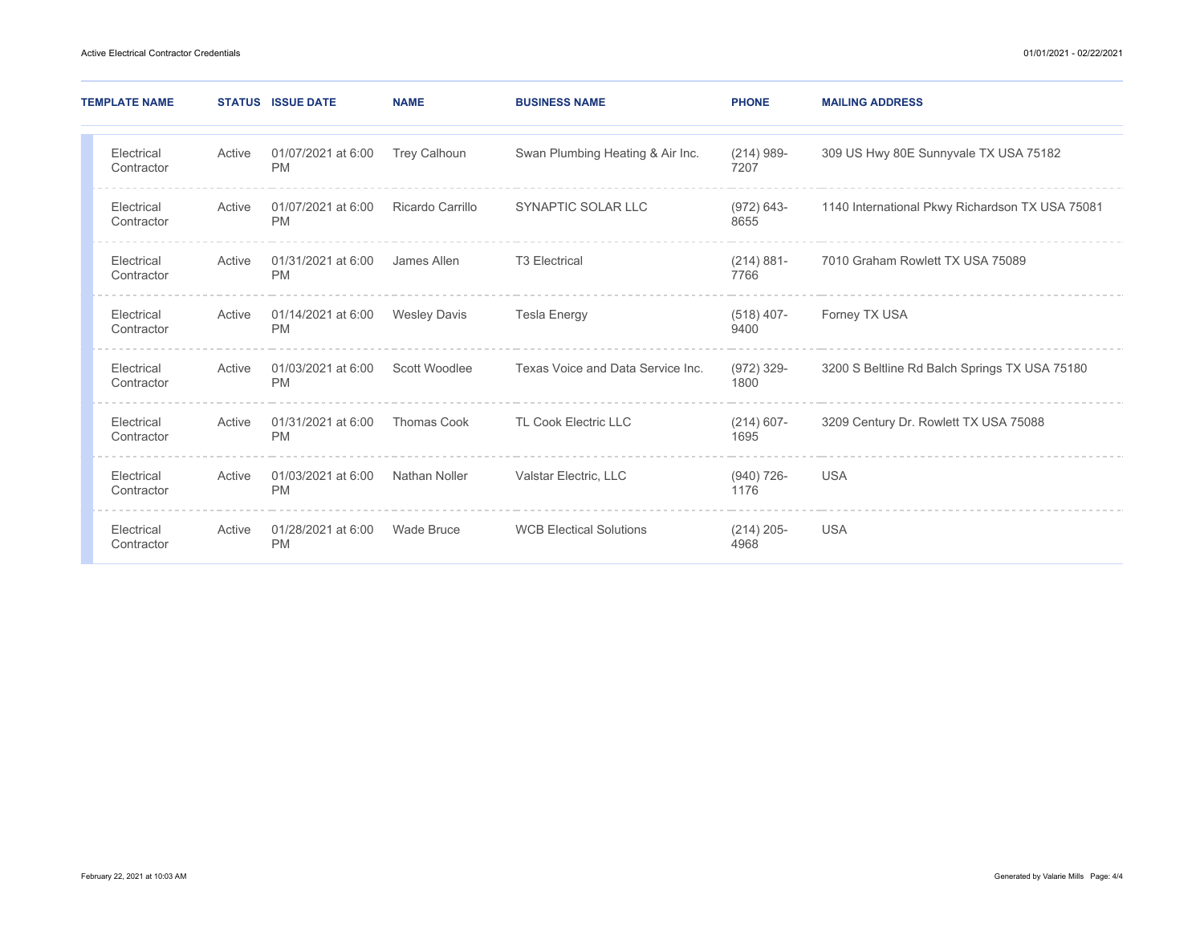| TEMPLATE NAME | STATUS | ISSUE DATE | NAME | BUSINESS NAME | PHONE | MAILING ADDRESS |
|---|---|---|---|---|---|---|
| Electrical Contractor | Active | 01/07/2021 at 6:00 PM | Trey Calhoun | Swan Plumbing Heating & Air Inc. | (214) 989-7207 | 309 US Hwy 80E Sunnyvale TX USA 75182 |
| Electrical Contractor | Active | 01/07/2021 at 6:00 PM | Ricardo Carrillo | SYNAPTIC SOLAR LLC | (972) 643-8655 | 1140 International Pkwy Richardson TX USA 75081 |
| Electrical Contractor | Active | 01/31/2021 at 6:00 PM | James Allen | T3 Electrical | (214) 881-7766 | 7010 Graham Rowlett TX USA 75089 |
| Electrical Contractor | Active | 01/14/2021 at 6:00 PM | Wesley Davis | Tesla Energy | (518) 407-9400 | Forney TX USA |
| Electrical Contractor | Active | 01/03/2021 at 6:00 PM | Scott Woodlee | Texas Voice and Data Service Inc. | (972) 329-1800 | 3200 S Beltline Rd Balch Springs TX USA 75180 |
| Electrical Contractor | Active | 01/31/2021 at 6:00 PM | Thomas Cook | TL Cook Electric LLC | (214) 607-1695 | 3209 Century Dr. Rowlett TX USA 75088 |
| Electrical Contractor | Active | 01/03/2021 at 6:00 PM | Nathan Noller | Valstar Electric, LLC | (940) 726-1176 | USA |
| Electrical Contractor | Active | 01/28/2021 at 6:00 PM | Wade Bruce | WCB Electical Solutions | (214) 205-4968 | USA |